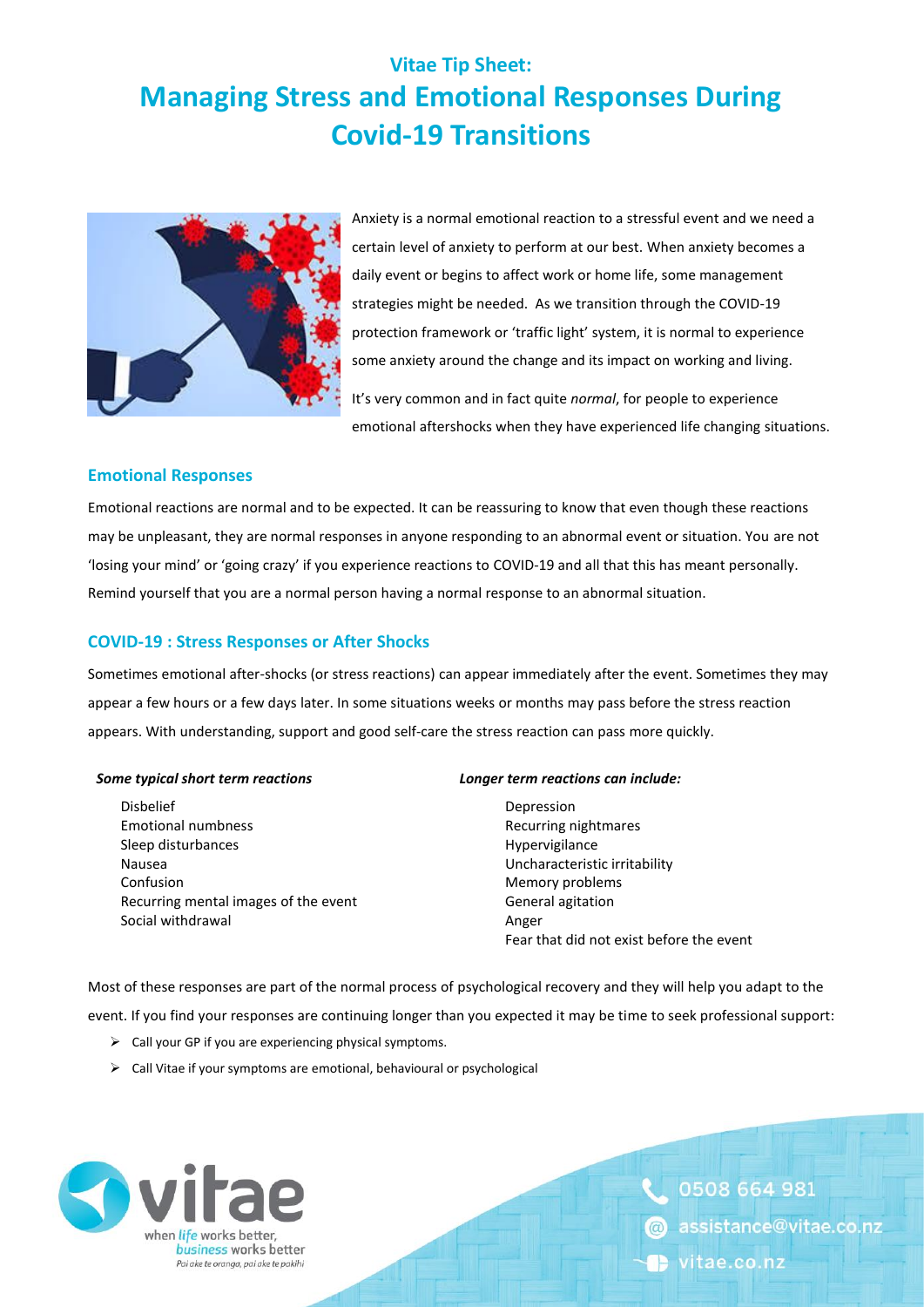## Vitae Tip Sheet:

# Managing Stress and Emotional Responses During Covid-19 Transitions

Anxiety is a normal emotional reaction to a stressful event and we need a certain level of anxiety to perform at our best. When anxiety becomes a daily event or begins to affect work or home life, some management strategies might be needed. As we transition through the COVID-19 protection framework or 'traffic light' system, it is normal to experience some anxiety around the change and its impact on working and living.

It's very common and in fact quite *normal*, for people to experience emotional aftershocks when they have experienced life changing situations.

## Emotional Responses

Emotional reactions are normal and to be expected. It can be reassuring to know that even though these reactions may be unpleasant, they are normal responses in anyone responding to an abnormal event or situation. You are not 'losing your mind' or 'going crazy' if you experience reactions to COVID-19 and all that this has meant personally. Remind yourself that you are a normal person having a normal response to an abnormal situation.

## COVID-19 : Stress Responses or After Shocks

Sometimes emotional after-shocks (or stress reactions) can appear immediately after the event. Sometimes they may appear a few hours or a few days later. In some situations weeks or months may pass before the stress reaction appears. With understanding, support and good self-care the stress reaction can pass more quickly.

***Some typical short term reactions***

- Disbelief
- Emotional numbness
- Sleep disturbances
- Nausea
- Confusion
- Recurring mental images of the event
- Social withdrawal

***Longer term reactions can include:***

- Depression
- Recurring nightmares
- Hypervigilance
- Uncharacteristic irritability
- Memory problems
- General agitation
- Anger
- Fear that did not exist before the event

Most of these responses are part of the normal process of psychological recovery and they will help you adapt to the event. If you find your responses are continuing longer than you expected it may be time to seek professional support:

- Call your GP if you are experiencing physical symptoms.
- Call Vitae if your symptoms are emotional, behavioural or psychological

vitae — when *life* works better, *business* works better — *Pai ake te oranga, pai ake te pakihi*

0508 664 981
assistance@vitae.co.nz
vitae.co.nz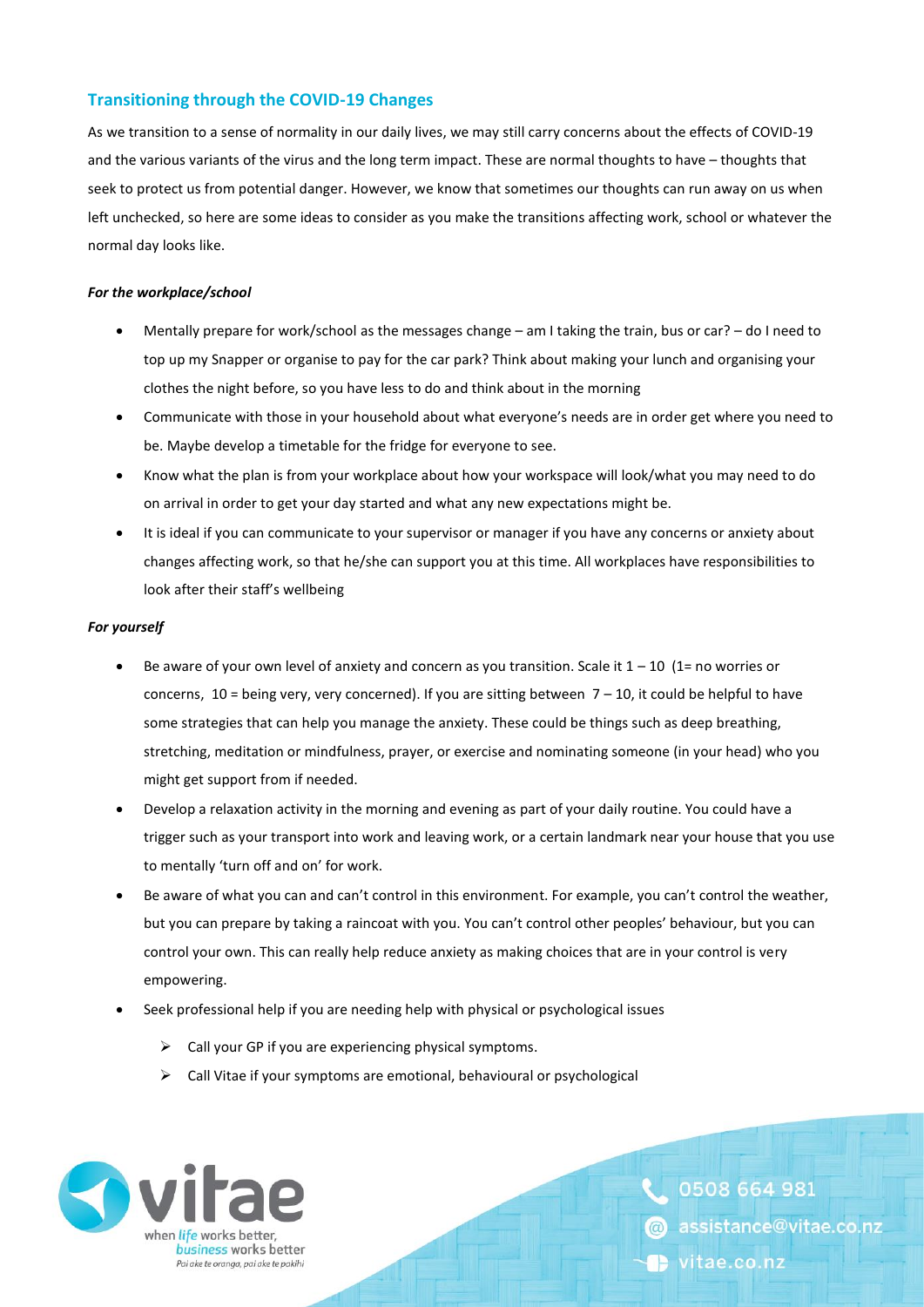## Transitioning through the COVID-19 Changes

As we transition to a sense of normality in our daily lives, we may still carry concerns about the effects of COVID-19 and the various variants of the virus and the long term impact. These are normal thoughts to have – thoughts that seek to protect us from potential danger. However, we know that sometimes our thoughts can run away on us when left unchecked, so here are some ideas to consider as you make the transitions affecting work, school or whatever the normal day looks like.

***For the workplace/school***

- Mentally prepare for work/school as the messages change – am I taking the train, bus or car? – do I need to top up my Snapper or organise to pay for the car park? Think about making your lunch and organising your clothes the night before, so you have less to do and think about in the morning
- Communicate with those in your household about what everyone's needs are in order get where you need to be. Maybe develop a timetable for the fridge for everyone to see.
- Know what the plan is from your workplace about how your workspace will look/what you may need to do on arrival in order to get your day started and what any new expectations might be.
- It is ideal if you can communicate to your supervisor or manager if you have any concerns or anxiety about changes affecting work, so that he/she can support you at this time. All workplaces have responsibilities to look after their staff's wellbeing

***For yourself***

- Be aware of your own level of anxiety and concern as you transition. Scale it 1 – 10 (1= no worries or concerns, 10 = being very, very concerned). If you are sitting between 7 – 10, it could be helpful to have some strategies that can help you manage the anxiety. These could be things such as deep breathing, stretching, meditation or mindfulness, prayer, or exercise and nominating someone (in your head) who you might get support from if needed.
- Develop a relaxation activity in the morning and evening as part of your daily routine. You could have a trigger such as your transport into work and leaving work, or a certain landmark near your house that you use to mentally 'turn off and on' for work.
- Be aware of what you can and can't control in this environment. For example, you can't control the weather, but you can prepare by taking a raincoat with you. You can't control other peoples' behaviour, but you can control your own. This can really help reduce anxiety as making choices that are in your control is very empowering.
- Seek professional help if you are needing help with physical or psychological issues
  - Call your GP if you are experiencing physical symptoms.
  - Call Vitae if your symptoms are emotional, behavioural or psychological

vitae
when *life* works better, *business* works better
*Pai ake te oranga, pai ake te pakihi*

0508 664 981
assistance@vitae.co.nz
vitae.co.nz